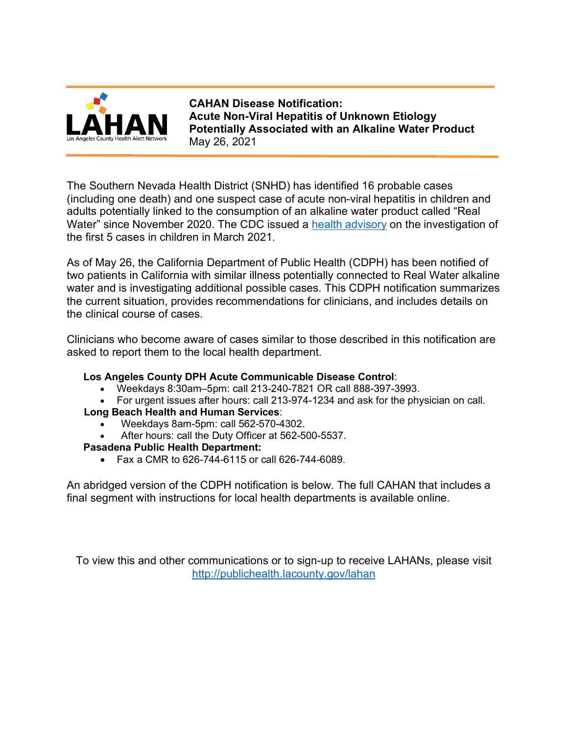**LAHAN** Los Angeles County Health Alert Network

**CAHAN Disease Notification:**
**Acute Non-Viral Hepatitis of Unknown Etiology Potentially Associated with an Alkaline Water Product**
May 26, 2021

The Southern Nevada Health District (SNHD) has identified 16 probable cases (including one death) and one suspect case of acute non-viral hepatitis in children and adults potentially linked to the consumption of an alkaline water product called "Real Water" since November 2020. The CDC issued a health advisory on the investigation of the first 5 cases in children in March 2021.

As of May 26, the California Department of Public Health (CDPH) has been notified of two patients in California with similar illness potentially connected to Real Water alkaline water and is investigating additional possible cases. This CDPH notification summarizes the current situation, provides recommendations for clinicians, and includes details on the clinical course of cases.

Clinicians who become aware of cases similar to those described in this notification are asked to report them to the local health department.

**Los Angeles County DPH Acute Communicable Disease Control**:

- Weekdays 8:30am–5pm: call 213-240-7821 OR call 888-397-3993.
- For urgent issues after hours: call 213-974-1234 and ask for the physician on call.

**Long Beach Health and Human Services**:

- Weekdays 8am-5pm: call 562-570-4302.
- After hours: call the Duty Officer at 562-500-5537.

**Pasadena Public Health Department:**

- Fax a CMR to 626-744-6115 or call 626-744-6089.

An abridged version of the CDPH notification is below. The full CAHAN that includes a final segment with instructions for local health departments is available online.

To view this and other communications or to sign-up to receive LAHANs, please visit http://publichealth.lacounty.gov/lahan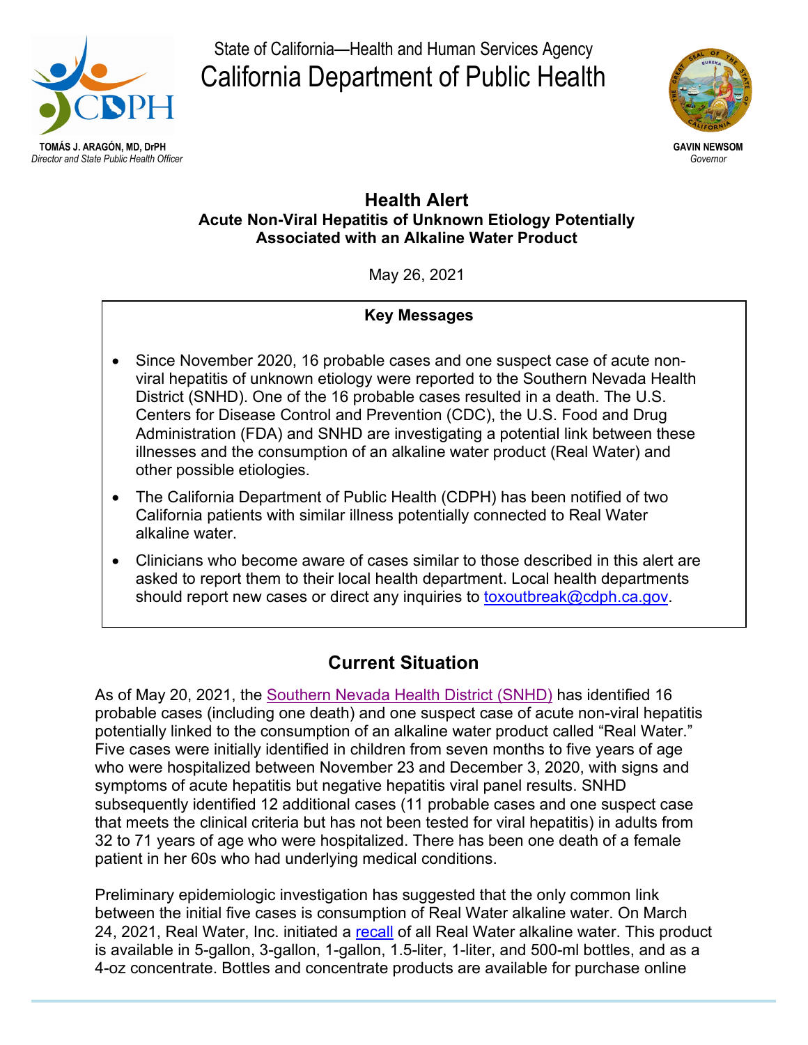State of California—Health and Human Services Agency

# California Department of Public Health

**TOMÁS J. ARAGÓN, MD, DrPH**
*Director and State Public Health Officer*

**GAVIN NEWSOM**
*Governor*

## Health Alert

### Acute Non-Viral Hepatitis of Unknown Etiology Potentially Associated with an Alkaline Water Product

May 26, 2021

**Key Messages**

- Since November 2020, 16 probable cases and one suspect case of acute non-viral hepatitis of unknown etiology were reported to the Southern Nevada Health District (SNHD). One of the 16 probable cases resulted in a death. The U.S. Centers for Disease Control and Prevention (CDC), the U.S. Food and Drug Administration (FDA) and SNHD are investigating a potential link between these illnesses and the consumption of an alkaline water product (Real Water) and other possible etiologies.
- The California Department of Public Health (CDPH) has been notified of two California patients with similar illness potentially connected to Real Water alkaline water.
- Clinicians who become aware of cases similar to those described in this alert are asked to report them to their local health department. Local health departments should report new cases or direct any inquiries to toxoutbreak@cdph.ca.gov.

## Current Situation

As of May 20, 2021, the Southern Nevada Health District (SNHD) has identified 16 probable cases (including one death) and one suspect case of acute non-viral hepatitis potentially linked to the consumption of an alkaline water product called "Real Water." Five cases were initially identified in children from seven months to five years of age who were hospitalized between November 23 and December 3, 2020, with signs and symptoms of acute hepatitis but negative hepatitis viral panel results. SNHD subsequently identified 12 additional cases (11 probable cases and one suspect case that meets the clinical criteria but has not been tested for viral hepatitis) in adults from 32 to 71 years of age who were hospitalized. There has been one death of a female patient in her 60s who had underlying medical conditions.

Preliminary epidemiologic investigation has suggested that the only common link between the initial five cases is consumption of Real Water alkaline water. On March 24, 2021, Real Water, Inc. initiated a recall of all Real Water alkaline water. This product is available in 5-gallon, 3-gallon, 1-gallon, 1.5-liter, 1-liter, and 500-ml bottles, and as a 4-oz concentrate. Bottles and concentrate products are available for purchase online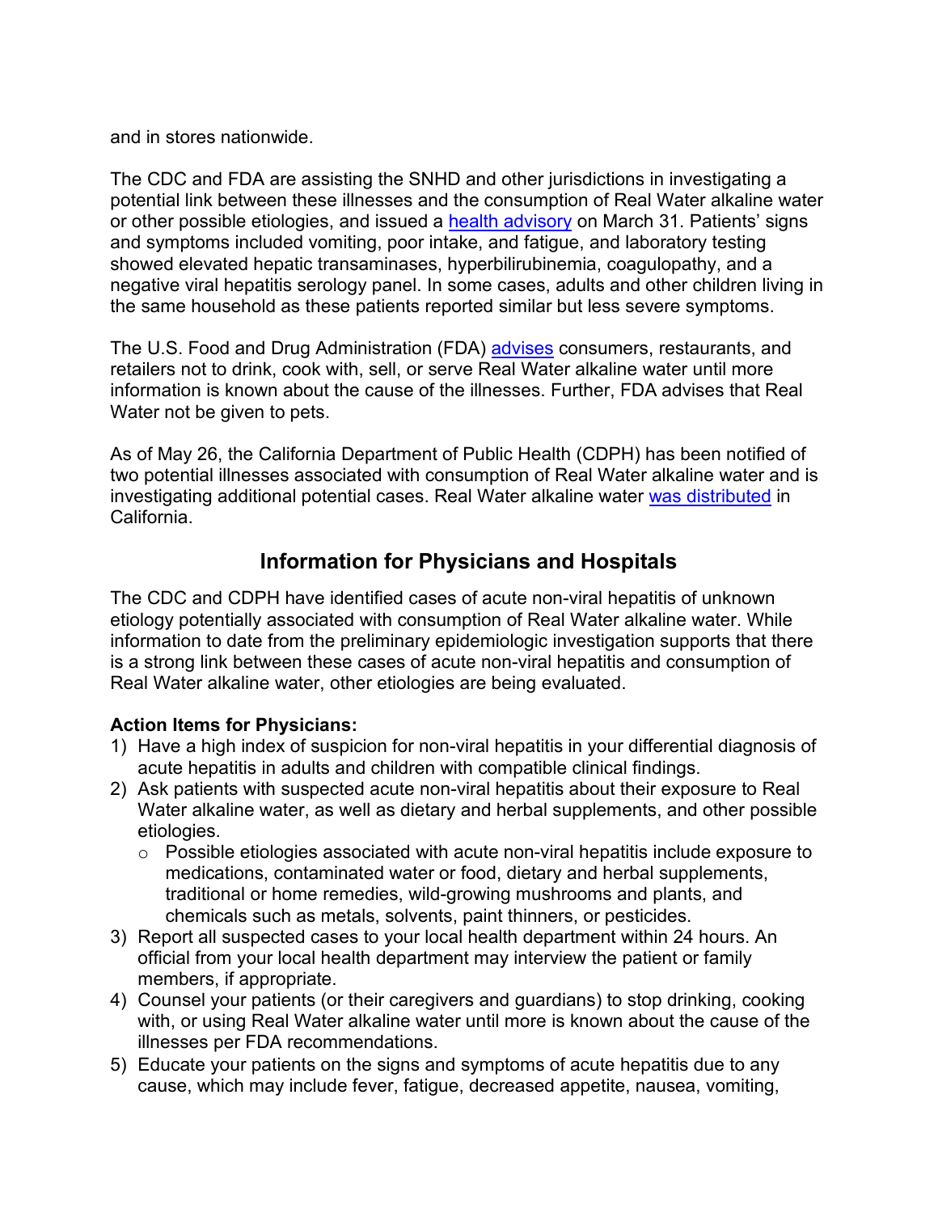and in stores nationwide.

The CDC and FDA are assisting the SNHD and other jurisdictions in investigating a potential link between these illnesses and the consumption of Real Water alkaline water or other possible etiologies, and issued a health advisory on March 31. Patients' signs and symptoms included vomiting, poor intake, and fatigue, and laboratory testing showed elevated hepatic transaminases, hyperbilirubinemia, coagulopathy, and a negative viral hepatitis serology panel. In some cases, adults and other children living in the same household as these patients reported similar but less severe symptoms.

The U.S. Food and Drug Administration (FDA) advises consumers, restaurants, and retailers not to drink, cook with, sell, or serve Real Water alkaline water until more information is known about the cause of the illnesses. Further, FDA advises that Real Water not be given to pets.

As of May 26, the California Department of Public Health (CDPH) has been notified of two potential illnesses associated with consumption of Real Water alkaline water and is investigating additional potential cases. Real Water alkaline water was distributed in California.

## Information for Physicians and Hospitals

The CDC and CDPH have identified cases of acute non-viral hepatitis of unknown etiology potentially associated with consumption of Real Water alkaline water. While information to date from the preliminary epidemiologic investigation supports that there is a strong link between these cases of acute non-viral hepatitis and consumption of Real Water alkaline water, other etiologies are being evaluated.

**Action Items for Physicians:**

1) Have a high index of suspicion for non-viral hepatitis in your differential diagnosis of acute hepatitis in adults and children with compatible clinical findings.
2) Ask patients with suspected acute non-viral hepatitis about their exposure to Real Water alkaline water, as well as dietary and herbal supplements, and other possible etiologies.
   - Possible etiologies associated with acute non-viral hepatitis include exposure to medications, contaminated water or food, dietary and herbal supplements, traditional or home remedies, wild-growing mushrooms and plants, and chemicals such as metals, solvents, paint thinners, or pesticides.
3) Report all suspected cases to your local health department within 24 hours. An official from your local health department may interview the patient or family members, if appropriate.
4) Counsel your patients (or their caregivers and guardians) to stop drinking, cooking with, or using Real Water alkaline water until more is known about the cause of the illnesses per FDA recommendations.
5) Educate your patients on the signs and symptoms of acute hepatitis due to any cause, which may include fever, fatigue, decreased appetite, nausea, vomiting,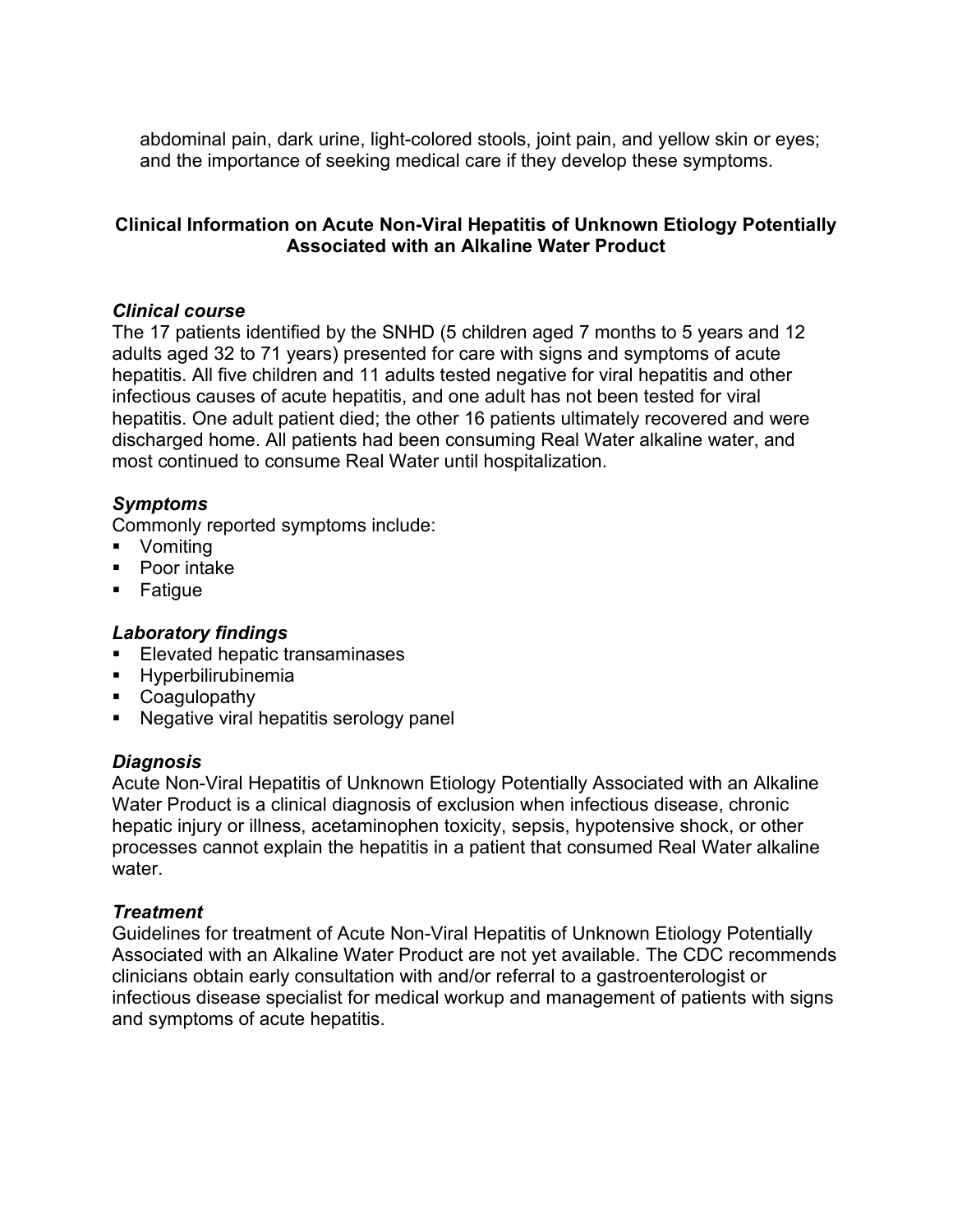abdominal pain, dark urine, light-colored stools, joint pain, and yellow skin or eyes; and the importance of seeking medical care if they develop these symptoms.

## Clinical Information on Acute Non-Viral Hepatitis of Unknown Etiology Potentially Associated with an Alkaline Water Product

### *Clinical course*

The 17 patients identified by the SNHD (5 children aged 7 months to 5 years and 12 adults aged 32 to 71 years) presented for care with signs and symptoms of acute hepatitis. All five children and 11 adults tested negative for viral hepatitis and other infectious causes of acute hepatitis, and one adult has not been tested for viral hepatitis. One adult patient died; the other 16 patients ultimately recovered and were discharged home. All patients had been consuming Real Water alkaline water, and most continued to consume Real Water until hospitalization.

### *Symptoms*

Commonly reported symptoms include:

- Vomiting
- Poor intake
- Fatigue

### *Laboratory findings*

- Elevated hepatic transaminases
- Hyperbilirubinemia
- Coagulopathy
- Negative viral hepatitis serology panel

### *Diagnosis*

Acute Non-Viral Hepatitis of Unknown Etiology Potentially Associated with an Alkaline Water Product is a clinical diagnosis of exclusion when infectious disease, chronic hepatic injury or illness, acetaminophen toxicity, sepsis, hypotensive shock, or other processes cannot explain the hepatitis in a patient that consumed Real Water alkaline water.

### *Treatment*

Guidelines for treatment of Acute Non-Viral Hepatitis of Unknown Etiology Potentially Associated with an Alkaline Water Product are not yet available. The CDC recommends clinicians obtain early consultation with and/or referral to a gastroenterologist or infectious disease specialist for medical workup and management of patients with signs and symptoms of acute hepatitis.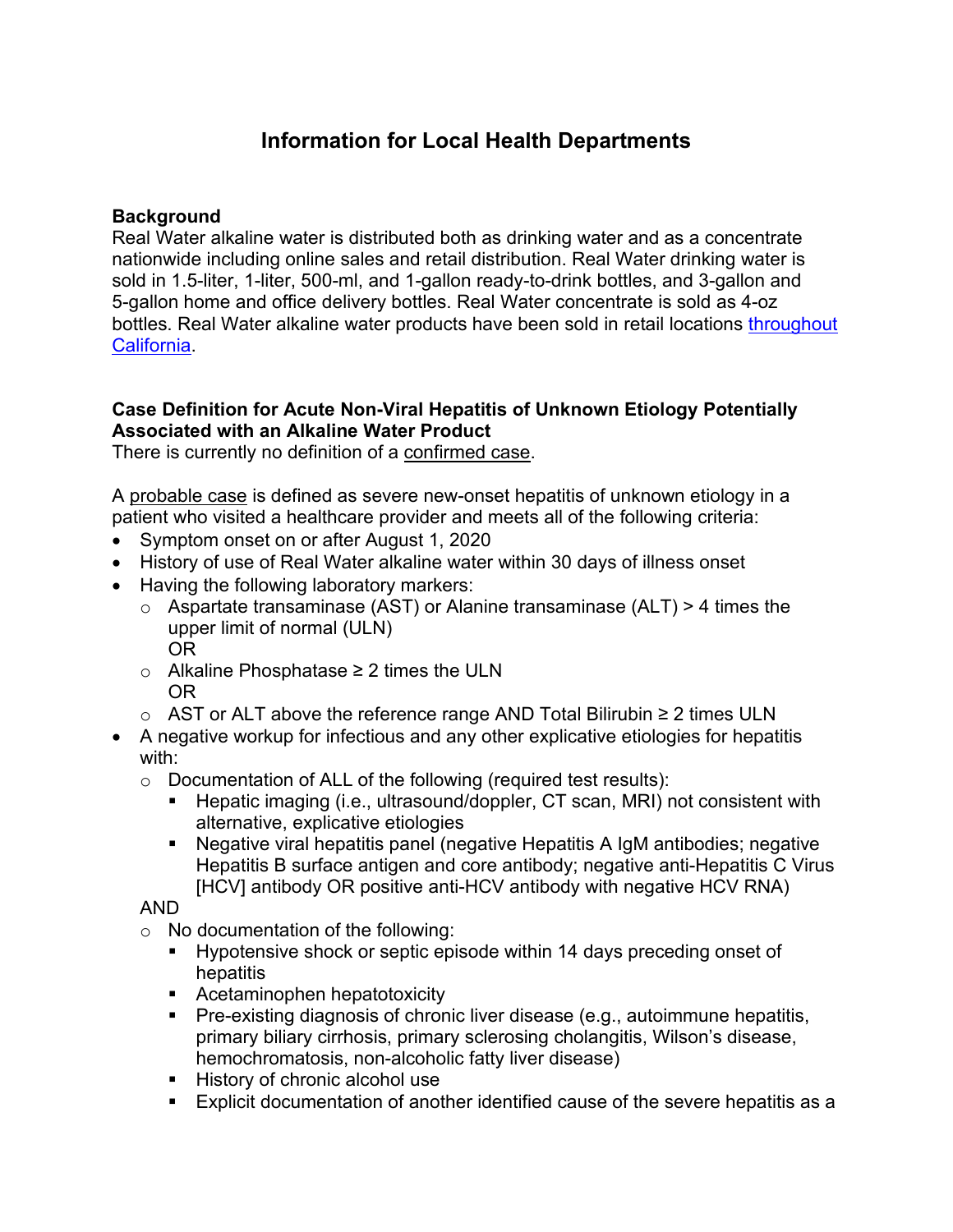# Information for Local Health Departments

## Background

Real Water alkaline water is distributed both as drinking water and as a concentrate nationwide including online sales and retail distribution. Real Water drinking water is sold in 1.5-liter, 1-liter, 500-ml, and 1-gallon ready-to-drink bottles, and 3-gallon and 5-gallon home and office delivery bottles. Real Water concentrate is sold as 4-oz bottles. Real Water alkaline water products have been sold in retail locations throughout California.

## Case Definition for Acute Non-Viral Hepatitis of Unknown Etiology Potentially Associated with an Alkaline Water Product

There is currently no definition of a confirmed case.

A probable case is defined as severe new-onset hepatitis of unknown etiology in a patient who visited a healthcare provider and meets all of the following criteria:

- Symptom onset on or after August 1, 2020
- History of use of Real Water alkaline water within 30 days of illness onset
- Having the following laboratory markers:
  - Aspartate transaminase (AST) or Alanine transaminase (ALT) > 4 times the upper limit of normal (ULN)
    OR
  - Alkaline Phosphatase ≥ 2 times the ULN
    OR
  - AST or ALT above the reference range AND Total Bilirubin ≥ 2 times ULN
- A negative workup for infectious and any other explicative etiologies for hepatitis with:
  - Documentation of ALL of the following (required test results):
    - Hepatic imaging (i.e., ultrasound/doppler, CT scan, MRI) not consistent with alternative, explicative etiologies
    - Negative viral hepatitis panel (negative Hepatitis A IgM antibodies; negative Hepatitis B surface antigen and core antibody; negative anti-Hepatitis C Virus [HCV] antibody OR positive anti-HCV antibody with negative HCV RNA)

  AND
  - No documentation of the following:
    - Hypotensive shock or septic episode within 14 days preceding onset of hepatitis
    - Acetaminophen hepatotoxicity
    - Pre-existing diagnosis of chronic liver disease (e.g., autoimmune hepatitis, primary biliary cirrhosis, primary sclerosing cholangitis, Wilson's disease, hemochromatosis, non-alcoholic fatty liver disease)
    - History of chronic alcohol use
    - Explicit documentation of another identified cause of the severe hepatitis as a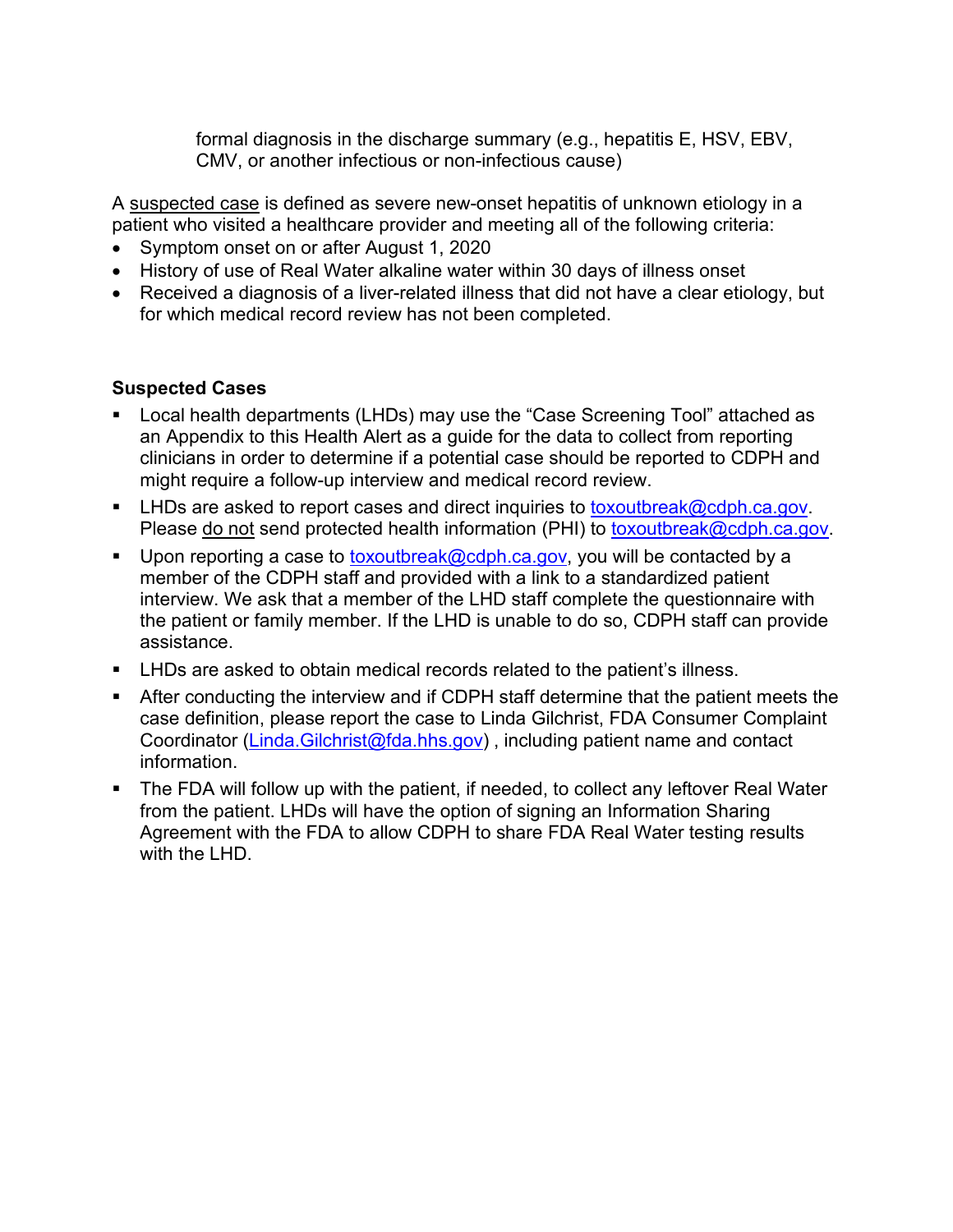formal diagnosis in the discharge summary (e.g., hepatitis E, HSV, EBV, CMV, or another infectious or non-infectious cause)

A suspected case is defined as severe new-onset hepatitis of unknown etiology in a patient who visited a healthcare provider and meeting all of the following criteria:

- Symptom onset on or after August 1, 2020
- History of use of Real Water alkaline water within 30 days of illness onset
- Received a diagnosis of a liver-related illness that did not have a clear etiology, but for which medical record review has not been completed.

**Suspected Cases**

- Local health departments (LHDs) may use the "Case Screening Tool" attached as an Appendix to this Health Alert as a guide for the data to collect from reporting clinicians in order to determine if a potential case should be reported to CDPH and might require a follow-up interview and medical record review.
- LHDs are asked to report cases and direct inquiries to toxoutbreak@cdph.ca.gov. Please do not send protected health information (PHI) to toxoutbreak@cdph.ca.gov.
- Upon reporting a case to toxoutbreak@cdph.ca.gov, you will be contacted by a member of the CDPH staff and provided with a link to a standardized patient interview. We ask that a member of the LHD staff complete the questionnaire with the patient or family member. If the LHD is unable to do so, CDPH staff can provide assistance.
- LHDs are asked to obtain medical records related to the patient's illness.
- After conducting the interview and if CDPH staff determine that the patient meets the case definition, please report the case to Linda Gilchrist, FDA Consumer Complaint Coordinator (Linda.Gilchrist@fda.hhs.gov) , including patient name and contact information.
- The FDA will follow up with the patient, if needed, to collect any leftover Real Water from the patient. LHDs will have the option of signing an Information Sharing Agreement with the FDA to allow CDPH to share FDA Real Water testing results with the LHD.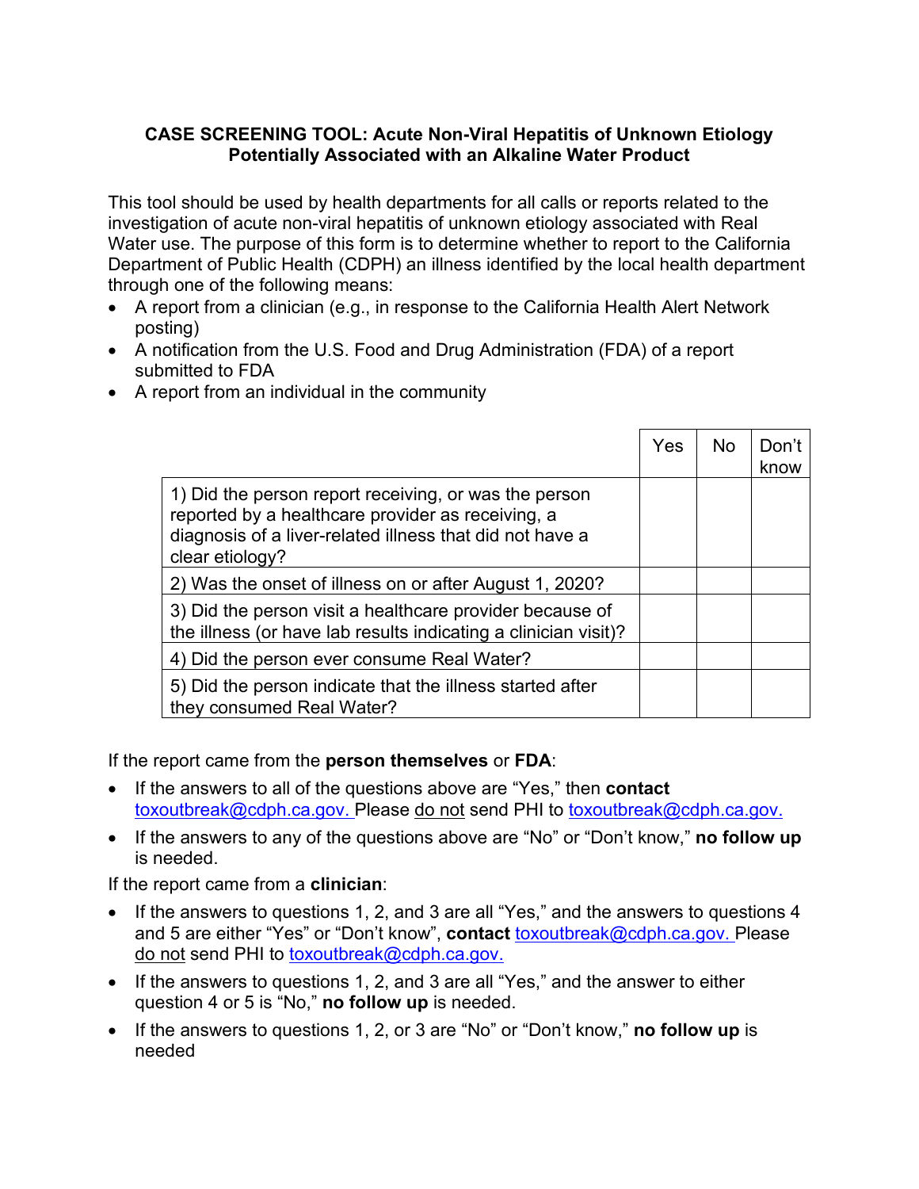**CASE SCREENING TOOL: Acute Non-Viral Hepatitis of Unknown Etiology Potentially Associated with an Alkaline Water Product**

This tool should be used by health departments for all calls or reports related to the investigation of acute non-viral hepatitis of unknown etiology associated with Real Water use. The purpose of this form is to determine whether to report to the California Department of Public Health (CDPH) an illness identified by the local health department through one of the following means:

- A report from a clinician (e.g., in response to the California Health Alert Network posting)
- A notification from the U.S. Food and Drug Administration (FDA) of a report submitted to FDA
- A report from an individual in the community

| | Yes | No | Don't know |
|---|---|---|---|
| 1) Did the person report receiving, or was the person reported by a healthcare provider as receiving, a diagnosis of a liver-related illness that did not have a clear etiology? | | | |
| 2) Was the onset of illness on or after August 1, 2020? | | | |
| 3) Did the person visit a healthcare provider because of the illness (or have lab results indicating a clinician visit)? | | | |
| 4) Did the person ever consume Real Water? | | | |
| 5) Did the person indicate that the illness started after they consumed Real Water? | | | |

If the report came from the **person themselves** or **FDA**:

- If the answers to all of the questions above are "Yes," then **contact** toxoutbreak@cdph.ca.gov. Please do not send PHI to toxoutbreak@cdph.ca.gov.
- If the answers to any of the questions above are "No" or "Don't know," **no follow up** is needed.

If the report came from a **clinician**:

- If the answers to questions 1, 2, and 3 are all "Yes," and the answers to questions 4 and 5 are either "Yes" or "Don't know", **contact** toxoutbreak@cdph.ca.gov. Please do not send PHI to toxoutbreak@cdph.ca.gov.
- If the answers to questions 1, 2, and 3 are all "Yes," and the answer to either question 4 or 5 is "No," **no follow up** is needed.
- If the answers to questions 1, 2, or 3 are "No" or "Don't know," **no follow up** is needed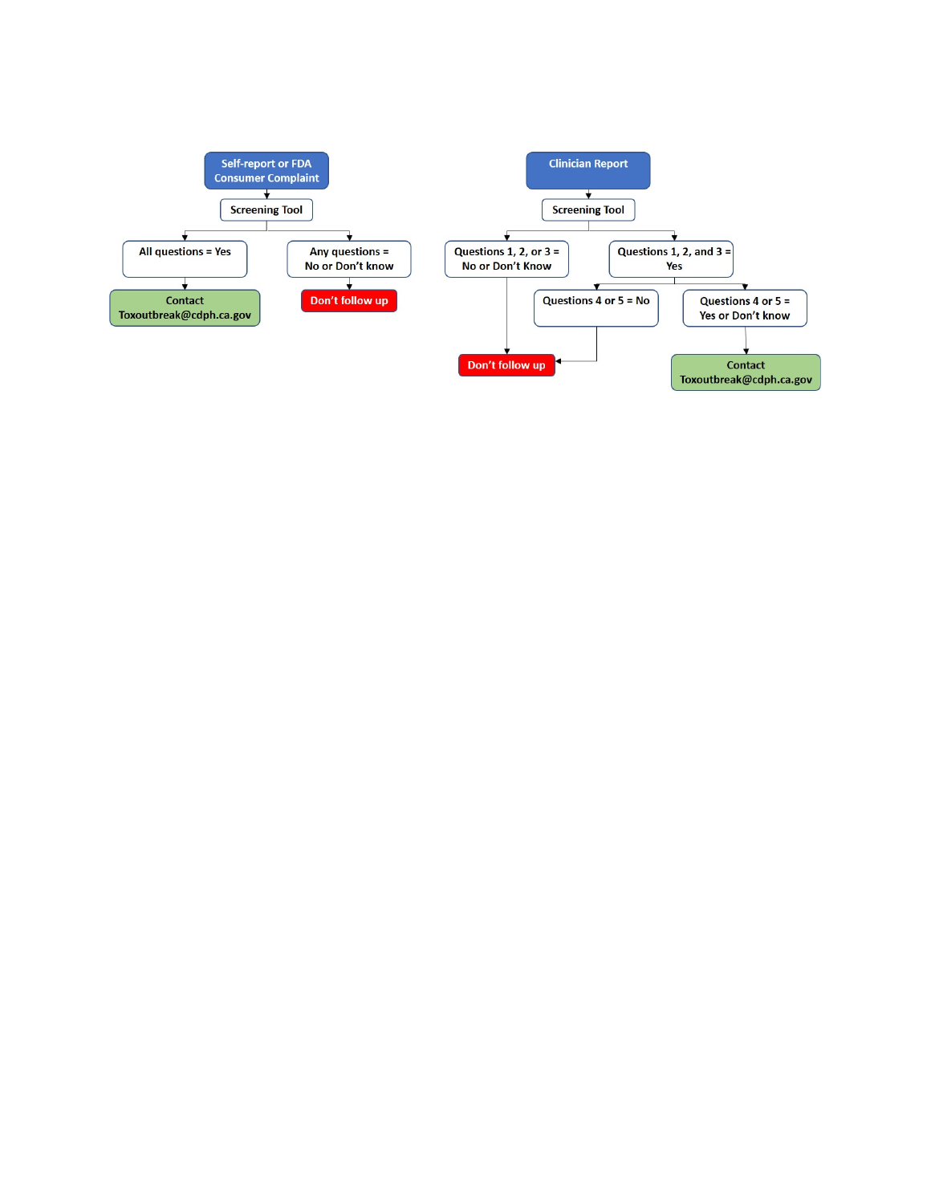Self-report or FDA Consumer Complaint

Screening Tool

All questions = Yes

Contact Toxoutbreak@cdph.ca.gov

Any questions = No or Don't know

Don't follow up

Clinician Report

Screening Tool

Questions 1, 2, or 3 = No or Don't Know

Don't follow up

Questions 1, 2, and 3 = Yes

Questions 4 or 5 = No

Questions 4 or 5 = Yes or Don't know

Contact Toxoutbreak@cdph.ca.gov